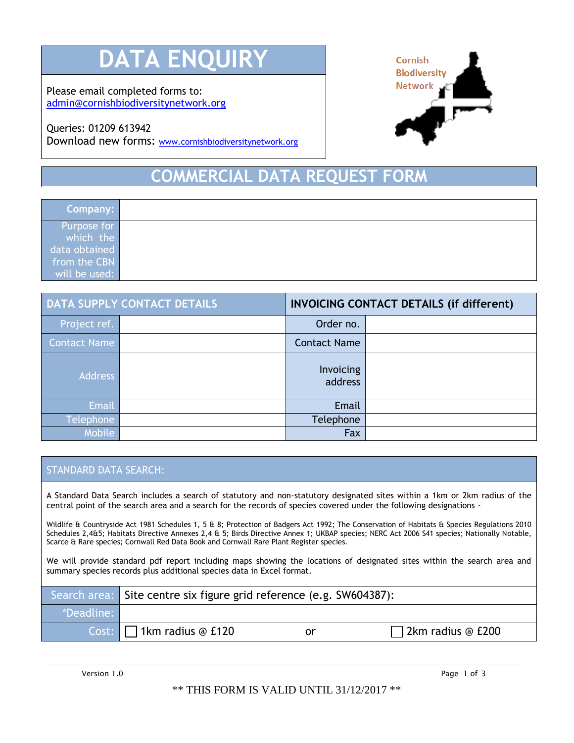# DATA ENQUIRY

Please email completed forms to:
admin@cornishbiodiversitynetwork.org

Queries: 01209 613942
Download new forms: www.cornishbiodiversitynetwork.org

Cornish Biodiversity Network

## COMMERCIAL DATA REQUEST FORM

| Company: | |
|---|---|
| Purpose for which the data obtained from the CBN will be used: | |

| DATA SUPPLY CONTACT DETAILS | | INVOICING CONTACT DETAILS (if different) | |
|---|---|---|---|
| Project ref. | | Order no. | |
| Contact Name | | Contact Name | |
| Address | | Invoicing address | |
| Email | | Email | |
| Telephone | | Telephone | |
| Mobile | | Fax | |

### STANDARD DATA SEARCH:

A Standard Data Search includes a search of statutory and non-statutory designated sites within a 1km or 2km radius of the central point of the search area and a search for the records of species covered under the following designations -

Wildlife & Countryside Act 1981 Schedules 1, 5 & 8; Protection of Badgers Act 1992; The Conservation of Habitats & Species Regulations 2010 Schedules 2,4&5; Habitats Directive Annexes 2,4 & 5; Birds Directive Annex 1; UKBAP species; NERC Act 2006 S41 species; Nationally Notable, Scarce & Rare species; Cornwall Red Data Book and Cornwall Rare Plant Register species.

We will provide standard pdf report including maps showing the locations of designated sites within the search area and summary species records plus additional species data in Excel format.

| Search area: | Site centre six figure grid reference (e.g. SW604387): | | |
|---|---|---|---|
| *Deadline: | | | |
| Cost: | ☐ 1km radius @ £120 | or | ☐ 2km radius @ £200 |

Version 1.0

** THIS FORM IS VALID UNTIL 31/12/2017 **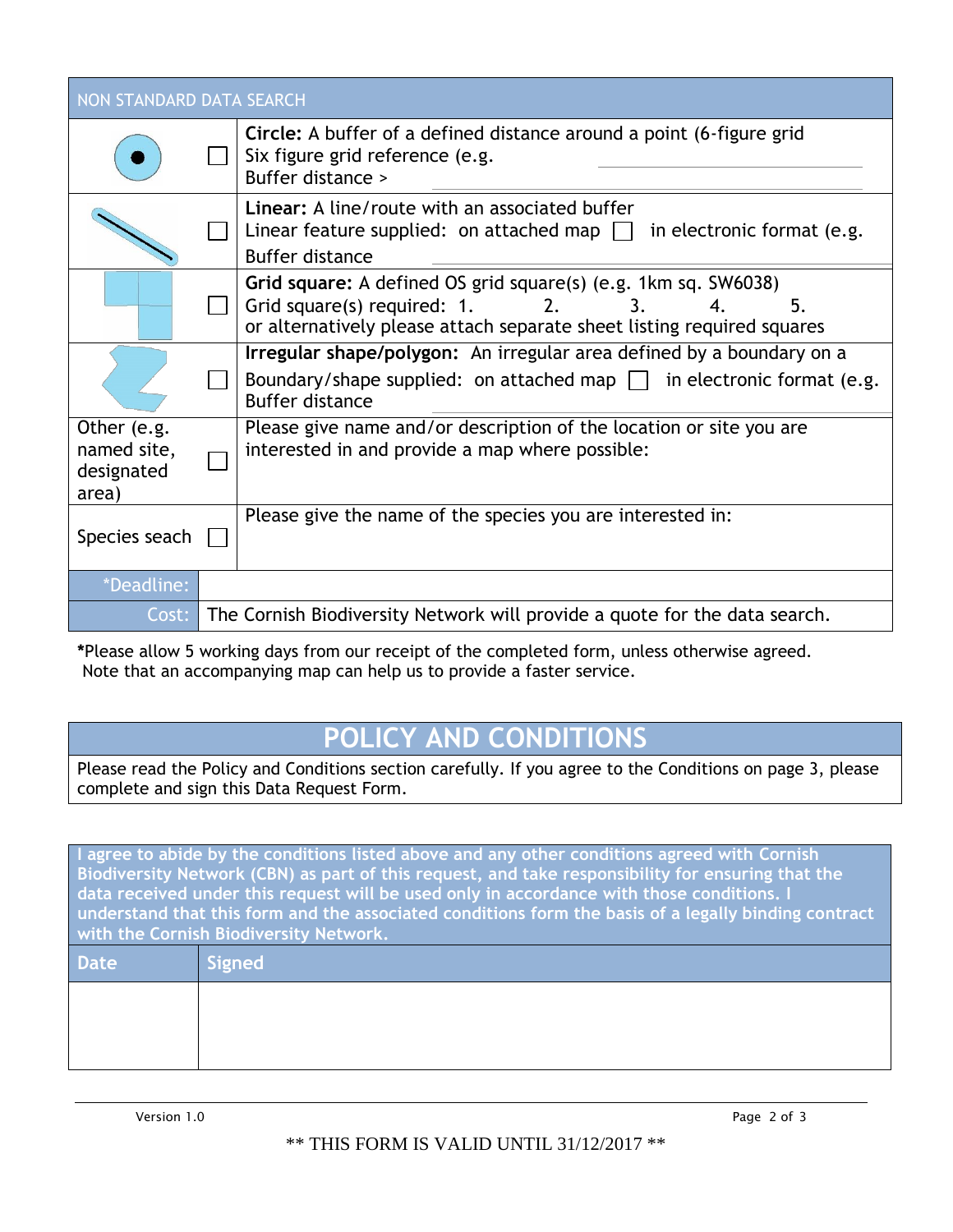| NON STANDARD DATA SEARCH | | |
|---|---|---|
| | ☐ | **Circle:** A buffer of a defined distance around a point (6-figure grid<br>Six figure grid reference (e.g.<br>Buffer distance > |
| | ☐ | **Linear:** A line/route with an associated buffer<br>Linear feature supplied: on attached map ☐ in electronic format (e.g.<br>Buffer distance |
| | ☐ | **Grid square:** A defined OS grid square(s) (e.g. 1km sq. SW6038)<br>Grid square(s) required: 1. 2. 3. 4. 5.<br>or alternatively please attach separate sheet listing required squares |
| | ☐ | **Irregular shape/polygon:** An irregular area defined by a boundary on a<br>Boundary/shape supplied: on attached map ☐ in electronic format (e.g.<br>Buffer distance |
| Other (e.g. named site, designated area) | ☐ | Please give name and/or description of the location or site you are interested in and provide a map where possible: |
| Species seach | ☐ | Please give the name of the species you are interested in: |
| *Deadline: | | |
| Cost: | | The Cornish Biodiversity Network will provide a quote for the data search. |

***Please allow 5 working days from our receipt of the completed form, unless otherwise agreed.**
Note that an accompanying map can help us to provide a faster service.

## POLICY AND CONDITIONS

Please read the Policy and Conditions section carefully. If you agree to the Conditions on page 3, please complete and sign this Data Request Form.

**I agree to abide by the conditions listed above and any other conditions agreed with Cornish Biodiversity Network (CBN) as part of this request, and take responsibility for ensuring that the data received under this request will be used only in accordance with those conditions. I understand that this form and the associated conditions form the basis of a legally binding contract with the Cornish Biodiversity Network.**

| Date | Signed |
|---|---|
| | |

Version 1.0

** THIS FORM IS VALID UNTIL 31/12/2017 **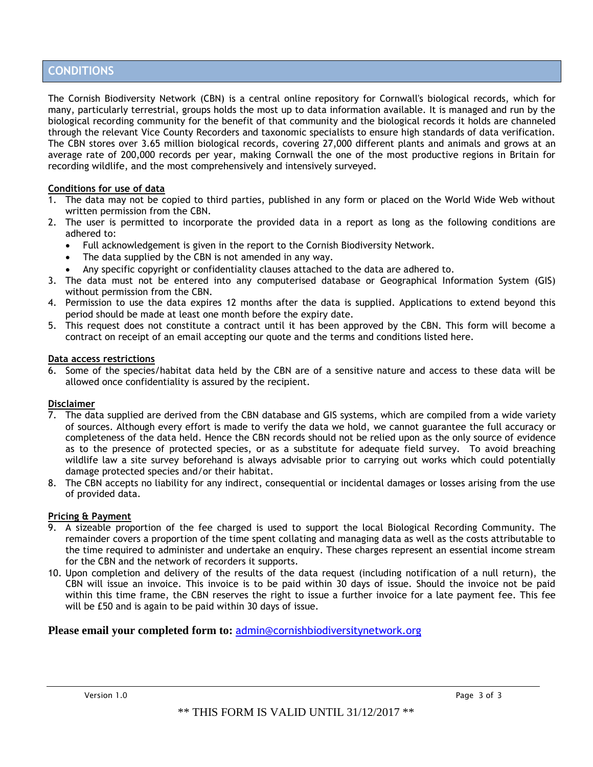## CONDITIONS

The Cornish Biodiversity Network (CBN) is a central online repository for Cornwall's biological records, which for many, particularly terrestrial, groups holds the most up to data information available. It is managed and run by the biological recording community for the benefit of that community and the biological records it holds are channeled through the relevant Vice County Recorders and taxonomic specialists to ensure high standards of data verification. The CBN stores over 3.65 million biological records, covering 27,000 different plants and animals and grows at an average rate of 200,000 records per year, making Cornwall the one of the most productive regions in Britain for recording wildlife, and the most comprehensively and intensively surveyed.

**Conditions for use of data**

1. The data may not be copied to third parties, published in any form or placed on the World Wide Web without written permission from the CBN.
2. The user is permitted to incorporate the provided data in a report as long as the following conditions are adhered to:
   - Full acknowledgement is given in the report to the Cornish Biodiversity Network.
   - The data supplied by the CBN is not amended in any way.
   - Any specific copyright or confidentiality clauses attached to the data are adhered to.
3. The data must not be entered into any computerised database or Geographical Information System (GIS) without permission from the CBN.
4. Permission to use the data expires 12 months after the data is supplied. Applications to extend beyond this period should be made at least one month before the expiry date.
5. This request does not constitute a contract until it has been approved by the CBN. This form will become a contract on receipt of an email accepting our quote and the terms and conditions listed here.

**Data access restrictions**

6. Some of the species/habitat data held by the CBN are of a sensitive nature and access to these data will be allowed once confidentiality is assured by the recipient.

**Disclaimer**

7. The data supplied are derived from the CBN database and GIS systems, which are compiled from a wide variety of sources. Although every effort is made to verify the data we hold, we cannot guarantee the full accuracy or completeness of the data held. Hence the CBN records should not be relied upon as the only source of evidence as to the presence of protected species, or as a substitute for adequate field survey. To avoid breaching wildlife law a site survey beforehand is always advisable prior to carrying out works which could potentially damage protected species and/or their habitat.
8. The CBN accepts no liability for any indirect, consequential or incidental damages or losses arising from the use of provided data.

**Pricing & Payment**

9. A sizeable proportion of the fee charged is used to support the local Biological Recording Community. The remainder covers a proportion of the time spent collating and managing data as well as the costs attributable to the time required to administer and undertake an enquiry. These charges represent an essential income stream for the CBN and the network of recorders it supports.
10. Upon completion and delivery of the results of the data request (including notification of a null return), the CBN will issue an invoice. This invoice is to be paid within 30 days of issue. Should the invoice not be paid within this time frame, the CBN reserves the right to issue a further invoice for a late payment fee. This fee will be £50 and is again to be paid within 30 days of issue.

**Please email your completed form to:** admin@cornishbiodiversitynetwork.org

Version 1.0

** THIS FORM IS VALID UNTIL 31/12/2017 **